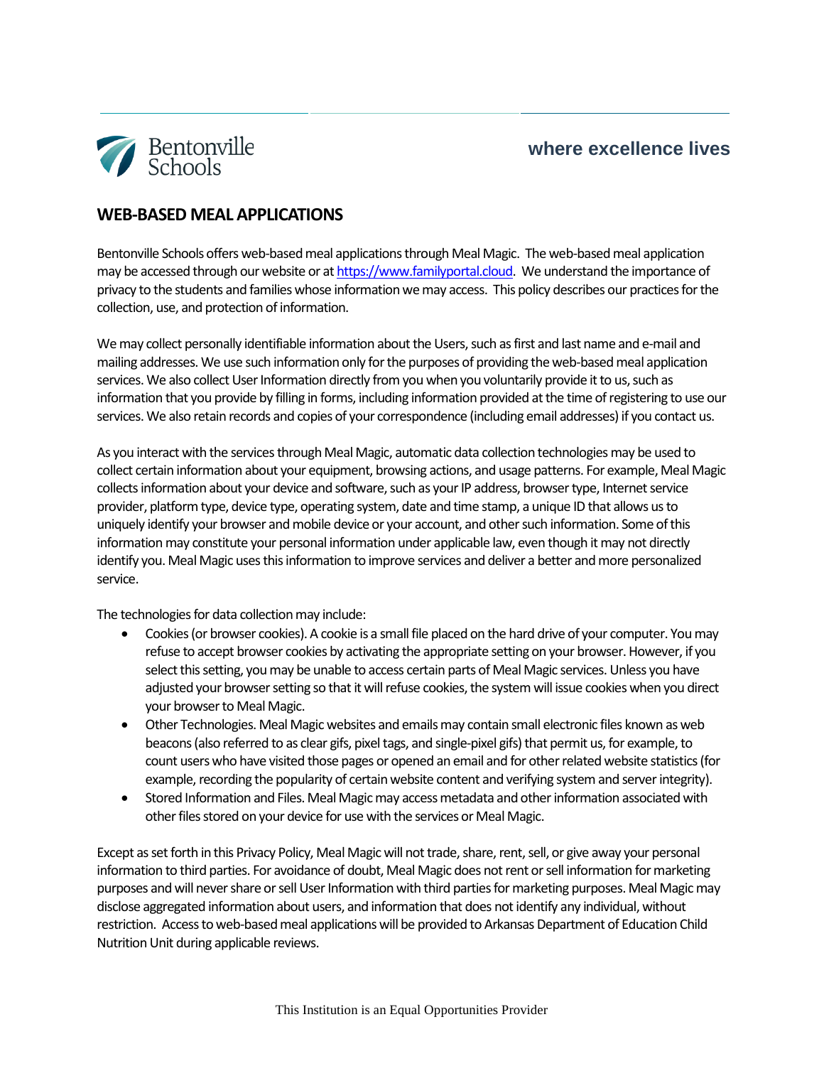Bentonville Schools

where excellence lives

## WEB-BASED MEAL APPLICATIONS

Bentonville Schools offers web-based meal applications through Meal Magic. The web-based meal application may be accessed through our website or at https://www.familyportal.cloud. We understand the importance of privacy to the students and families whose information we may access. This policy describes our practices for the collection, use, and protection of information.

We may collect personally identifiable information about the Users, such as first and last name and e-mail and mailing addresses. We use such information only for the purposes of providing the web-based meal application services. We also collect User Information directly from you when you voluntarily provide it to us, such as information that you provide by filling in forms, including information provided at the time of registering to use our services. We also retain records and copies of your correspondence (including email addresses) if you contact us.

As you interact with the services through Meal Magic, automatic data collection technologies may be used to collect certain information about your equipment, browsing actions, and usage patterns. For example, Meal Magic collects information about your device and software, such as your IP address, browser type, Internet service provider, platform type, device type, operating system, date and time stamp, a unique ID that allows us to uniquely identify your browser and mobile device or your account, and other such information. Some of this information may constitute your personal information under applicable law, even though it may not directly identify you. Meal Magic uses this information to improve services and deliver a better and more personalized service.

The technologies for data collection may include:

- Cookies (or browser cookies). A cookie is a small file placed on the hard drive of your computer. You may refuse to accept browser cookies by activating the appropriate setting on your browser. However, if you select this setting, you may be unable to access certain parts of Meal Magic services. Unless you have adjusted your browser setting so that it will refuse cookies, the system will issue cookies when you direct your browser to Meal Magic.
- Other Technologies. Meal Magic websites and emails may contain small electronic files known as web beacons (also referred to as clear gifs, pixel tags, and single-pixel gifs) that permit us, for example, to count users who have visited those pages or opened an email and for other related website statistics (for example, recording the popularity of certain website content and verifying system and server integrity).
- Stored Information and Files. Meal Magic may access metadata and other information associated with other files stored on your device for use with the services or Meal Magic.

Except as set forth in this Privacy Policy, Meal Magic will not trade, share, rent, sell, or give away your personal information to third parties. For avoidance of doubt, Meal Magic does not rent or sell information for marketing purposes and will never share or sell User Information with third parties for marketing purposes. Meal Magic may disclose aggregated information about users, and information that does not identify any individual, without restriction. Access to web-based meal applications will be provided to Arkansas Department of Education Child Nutrition Unit during applicable reviews.

This Institution is an Equal Opportunities Provider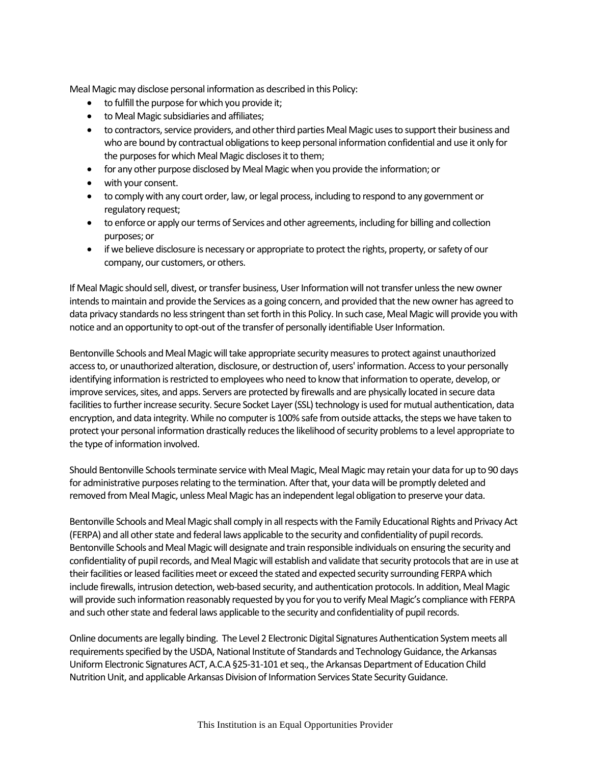Meal Magic may disclose personal information as described in this Policy:

- to fulfill the purpose for which you provide it;
- to Meal Magic subsidiaries and affiliates;
- to contractors, service providers, and other third parties Meal Magic uses to support their business and who are bound by contractual obligations to keep personal information confidential and use it only for the purposes for which Meal Magic discloses it to them;
- for any other purpose disclosed by Meal Magic when you provide the information; or
- with your consent.
- to comply with any court order, law, or legal process, including to respond to any government or regulatory request;
- to enforce or apply our terms of Services and other agreements, including for billing and collection purposes; or
- if we believe disclosure is necessary or appropriate to protect the rights, property, or safety of our company, our customers, or others.

If Meal Magic should sell, divest, or transfer business, User Information will not transfer unless the new owner intends to maintain and provide the Services as a going concern, and provided that the new owner has agreed to data privacy standards no less stringent than set forth in this Policy. In such case, Meal Magic will provide you with notice and an opportunity to opt-out of the transfer of personally identifiable User Information.

Bentonville Schools and Meal Magic will take appropriate security measures to protect against unauthorized access to, or unauthorized alteration, disclosure, or destruction of, users' information. Access to your personally identifying information is restricted to employees who need to know that information to operate, develop, or improve services, sites, and apps. Servers are protected by firewalls and are physically located in secure data facilities to further increase security. Secure Socket Layer (SSL) technology is used for mutual authentication, data encryption, and data integrity. While no computer is 100% safe from outside attacks, the steps we have taken to protect your personal information drastically reduces the likelihood of security problems to a level appropriate to the type of information involved.

Should Bentonville Schools terminate service with Meal Magic, Meal Magic may retain your data for up to 90 days for administrative purposes relating to the termination. After that, your data will be promptly deleted and removed from Meal Magic, unless Meal Magic has an independent legal obligation to preserve your data.

Bentonville Schools and Meal Magic shall comply in all respects with the Family Educational Rights and Privacy Act (FERPA) and all other state and federal laws applicable to the security and confidentiality of pupil records. Bentonville Schools and Meal Magic will designate and train responsible individuals on ensuring the security and confidentiality of pupil records, and Meal Magic will establish and validate that security protocols that are in use at their facilities or leased facilities meet or exceed the stated and expected security surrounding FERPA which include firewalls, intrusion detection, web-based security, and authentication protocols. In addition, Meal Magic will provide such information reasonably requested by you for you to verify Meal Magic's compliance with FERPA and such other state and federal laws applicable to the security and confidentiality of pupil records.

Online documents are legally binding. The Level 2 Electronic Digital Signatures Authentication System meets all requirements specified by the USDA, National Institute of Standards and Technology Guidance, the Arkansas Uniform Electronic Signatures ACT, A.C.A §25-31-101 et seq., the Arkansas Department of Education Child Nutrition Unit, and applicable Arkansas Division of Information Services State Security Guidance.

This Institution is an Equal Opportunities Provider